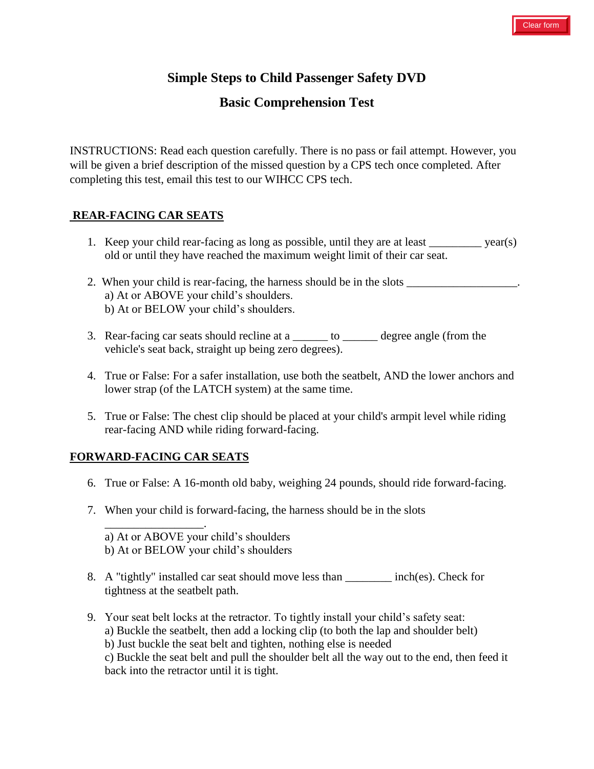# Simple Steps to Child Passenger Safety DVD

## Basic Comprehension Test

INSTRUCTIONS: Read each question carefully. There is no pass or fail attempt. However, you will be given a brief description of the missed question by a CPS tech once completed. After completing this test, email this test to our WIHCC CPS tech.

### REAR-FACING CAR SEATS

1. Keep your child rear-facing as long as possible, until they are at least _________ year(s) old or until they have reached the maximum weight limit of their car seat.

2. When your child is rear-facing, the harness should be in the slots ___________________.
   a) At or ABOVE your child's shoulders.
   b) At or BELOW your child's shoulders.

3. Rear-facing car seats should recline at a ______ to ______ degree angle (from the vehicle's seat back, straight up being zero degrees).

4. True or False: For a safer installation, use both the seatbelt, AND the lower anchors and lower strap (of the LATCH system) at the same time.

5. True or False: The chest clip should be placed at your child's armpit level while riding rear-facing AND while riding forward-facing.

### FORWARD-FACING CAR SEATS

6. True or False: A 16-month old baby, weighing 24 pounds, should ride forward-facing.

7. When your child is forward-facing, the harness should be in the slots _________________.
   a) At or ABOVE your child's shoulders
   b) At or BELOW your child's shoulders

8. A "tightly" installed car seat should move less than ________ inch(es). Check for tightness at the seatbelt path.

9. Your seat belt locks at the retractor. To tightly install your child's safety seat:
   a) Buckle the seatbelt, then add a locking clip (to both the lap and shoulder belt)
   b) Just buckle the seat belt and tighten, nothing else is needed
   c) Buckle the seat belt and pull the shoulder belt all the way out to the end, then feed it back into the retractor until it is tight.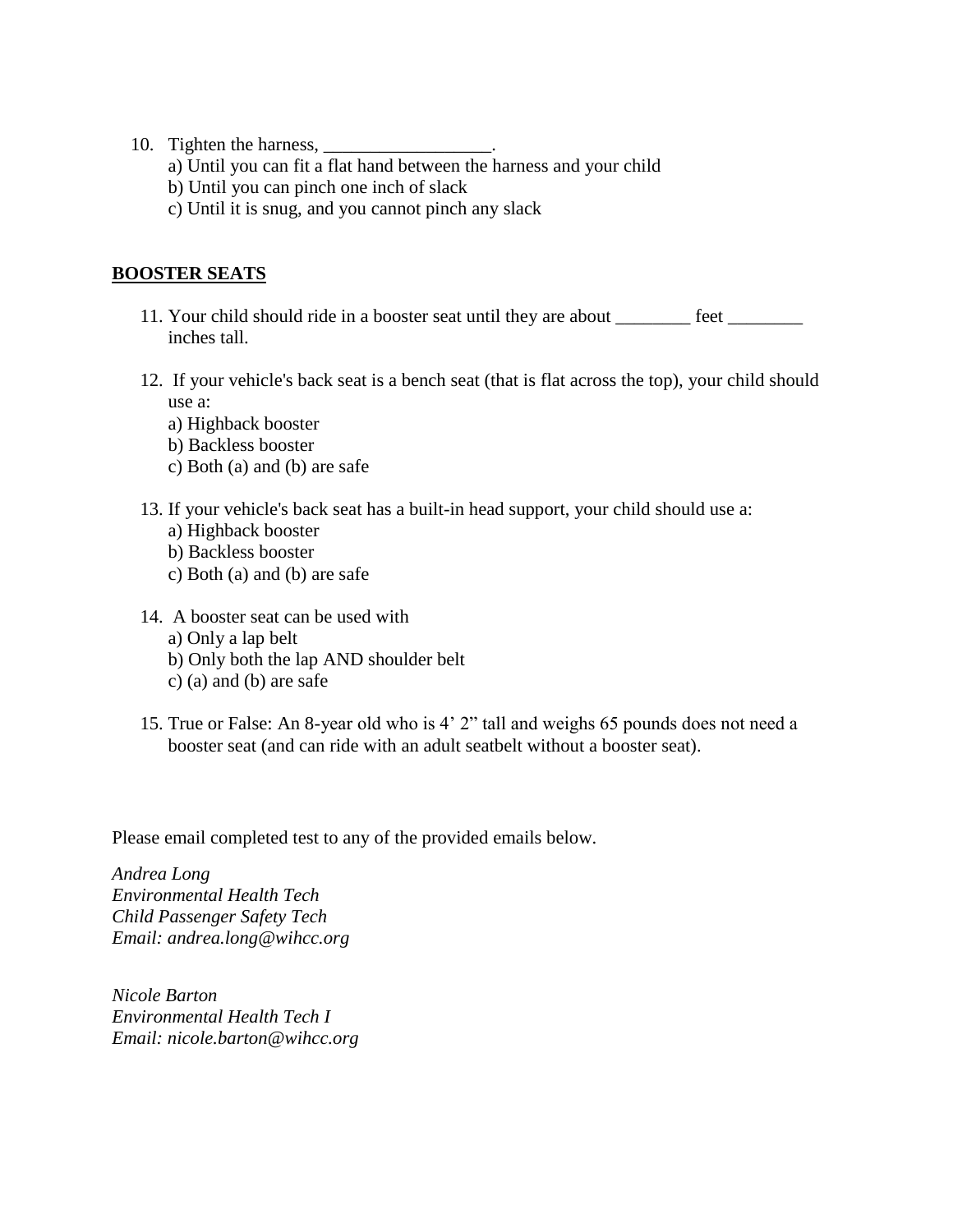10. Tighten the harness, __________________.
    a) Until you can fit a flat hand between the harness and your child
    b) Until you can pinch one inch of slack
    c) Until it is snug, and you cannot pinch any slack

## BOOSTER SEATS

11. Your child should ride in a booster seat until they are about ________ feet ________ inches tall.

12. If your vehicle's back seat is a bench seat (that is flat across the top), your child should use a:
    a) Highback booster
    b) Backless booster
    c) Both (a) and (b) are safe

13. If your vehicle's back seat has a built-in head support, your child should use a:
    a) Highback booster
    b) Backless booster
    c) Both (a) and (b) are safe

14. A booster seat can be used with
    a) Only a lap belt
    b) Only both the lap AND shoulder belt
    c) (a) and (b) are safe

15. True or False: An 8-year old who is 4' 2" tall and weighs 65 pounds does not need a booster seat (and can ride with an adult seatbelt without a booster seat).

Please email completed test to any of the provided emails below.

*Andrea Long*
*Environmental Health Tech*
*Child Passenger Safety Tech*
*Email: andrea.long@wihcc.org*

*Nicole Barton*
*Environmental Health Tech I*
*Email: nicole.barton@wihcc.org*